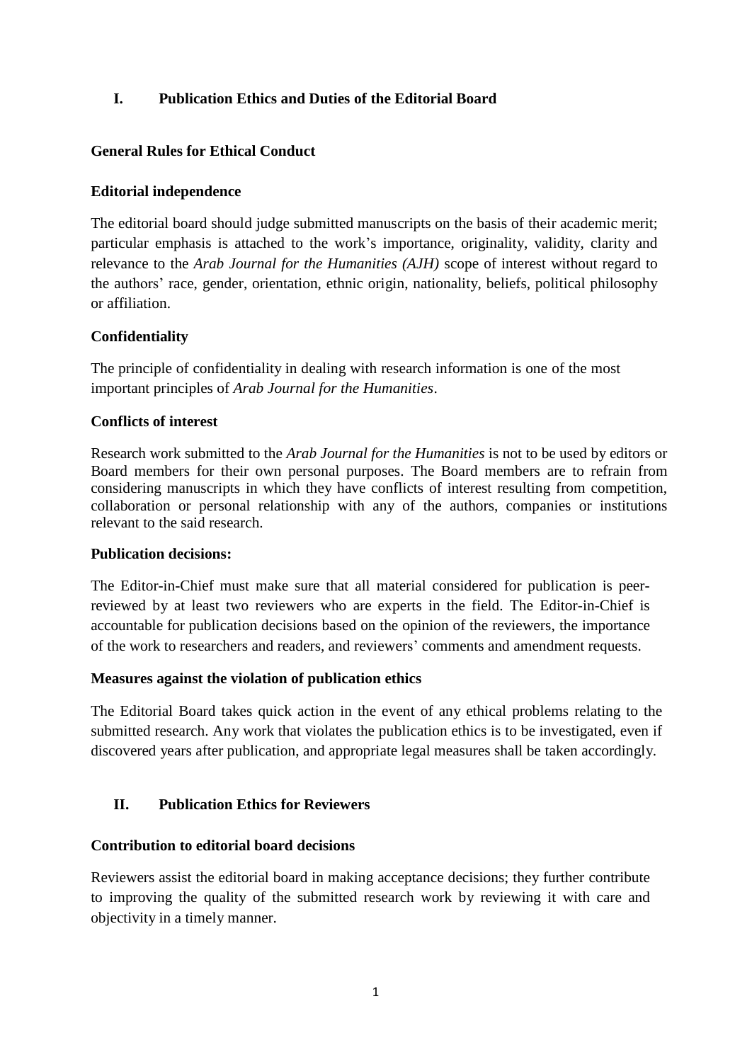## I. Publication Ethics and Duties of the Editorial Board

### General Rules for Ethical Conduct

### Editorial independence

The editorial board should judge submitted manuscripts on the basis of their academic merit; particular emphasis is attached to the work's importance, originality, validity, clarity and relevance to the *Arab Journal for the Humanities (AJH)* scope of interest without regard to the authors' race, gender, orientation, ethnic origin, nationality, beliefs, political philosophy or affiliation.

### Confidentiality

The principle of confidentiality in dealing with research information is one of the most important principles of *Arab Journal for the Humanities*.

### Conflicts of interest

Research work submitted to the *Arab Journal for the Humanities* is not to be used by editors or Board members for their own personal purposes. The Board members are to refrain from considering manuscripts in which they have conflicts of interest resulting from competition, collaboration or personal relationship with any of the authors, companies or institutions relevant to the said research.

### Publication decisions:

The Editor-in-Chief must make sure that all material considered for publication is peer-reviewed by at least two reviewers who are experts in the field. The Editor-in-Chief is accountable for publication decisions based on the opinion of the reviewers, the importance of the work to researchers and readers, and reviewers' comments and amendment requests.

### Measures against the violation of publication ethics

The Editorial Board takes quick action in the event of any ethical problems relating to the submitted research. Any work that violates the publication ethics is to be investigated, even if discovered years after publication, and appropriate legal measures shall be taken accordingly.

## II. Publication Ethics for Reviewers

### Contribution to editorial board decisions

Reviewers assist the editorial board in making acceptance decisions; they further contribute to improving the quality of the submitted research work by reviewing it with care and objectivity in a timely manner.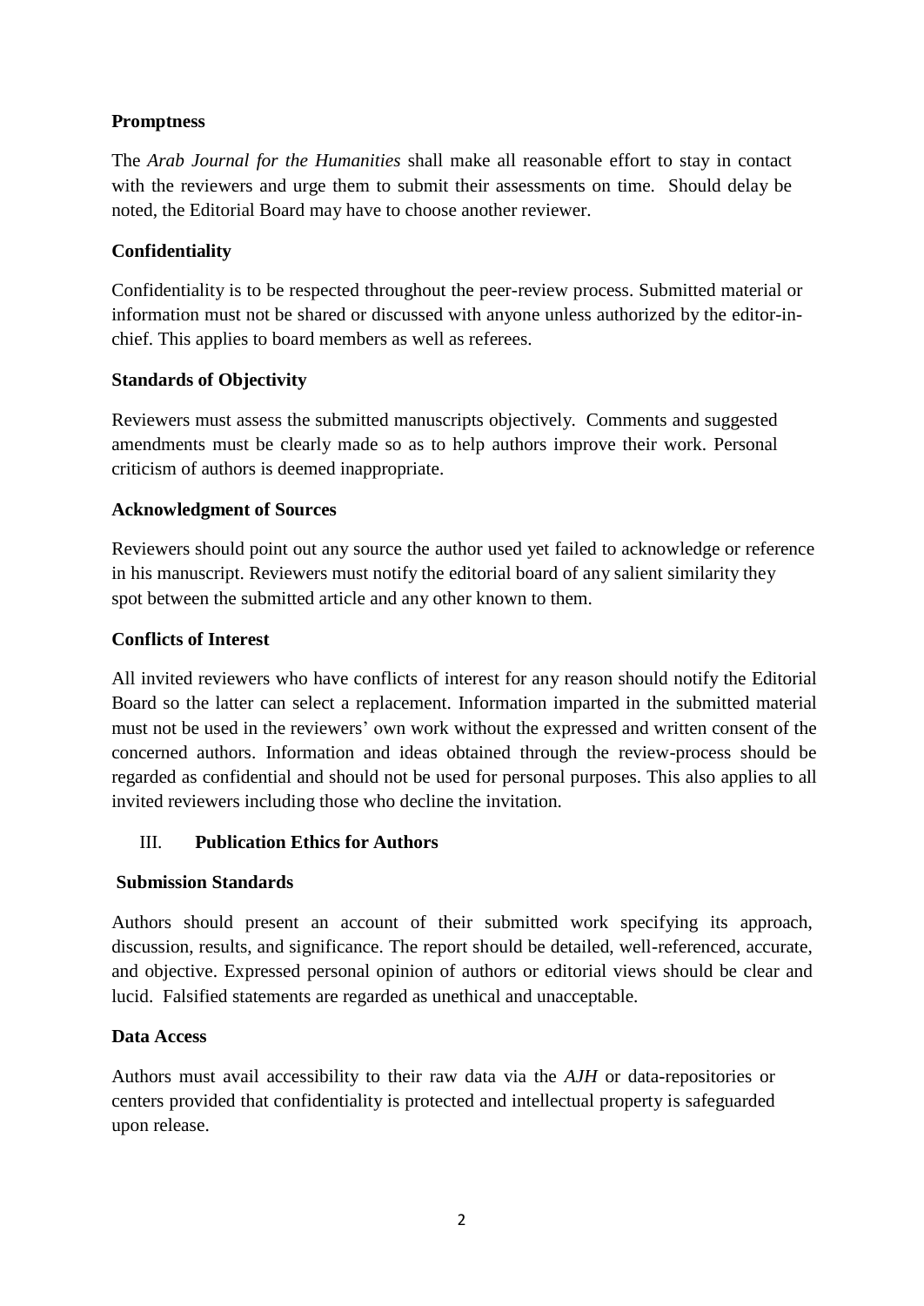**Promptness**

The *Arab Journal for the Humanities* shall make all reasonable effort to stay in contact with the reviewers and urge them to submit their assessments on time. Should delay be noted, the Editorial Board may have to choose another reviewer.

**Confidentiality**

Confidentiality is to be respected throughout the peer-review process. Submitted material or information must not be shared or discussed with anyone unless authorized by the editor-in-chief. This applies to board members as well as referees.

**Standards of Objectivity**

Reviewers must assess the submitted manuscripts objectively. Comments and suggested amendments must be clearly made so as to help authors improve their work. Personal criticism of authors is deemed inappropriate.

**Acknowledgment of Sources**

Reviewers should point out any source the author used yet failed to acknowledge or reference in his manuscript. Reviewers must notify the editorial board of any salient similarity they spot between the submitted article and any other known to them.

**Conflicts of Interest**

All invited reviewers who have conflicts of interest for any reason should notify the Editorial Board so the latter can select a replacement. Information imparted in the submitted material must not be used in the reviewers' own work without the expressed and written consent of the concerned authors. Information and ideas obtained through the review-process should be regarded as confidential and should not be used for personal purposes. This also applies to all invited reviewers including those who decline the invitation.

## III. Publication Ethics for Authors

**Submission Standards**

Authors should present an account of their submitted work specifying its approach, discussion, results, and significance. The report should be detailed, well-referenced, accurate, and objective. Expressed personal opinion of authors or editorial views should be clear and lucid. Falsified statements are regarded as unethical and unacceptable.

**Data Access**

Authors must avail accessibility to their raw data via the *AJH* or data-repositories or centers provided that confidentiality is protected and intellectual property is safeguarded upon release.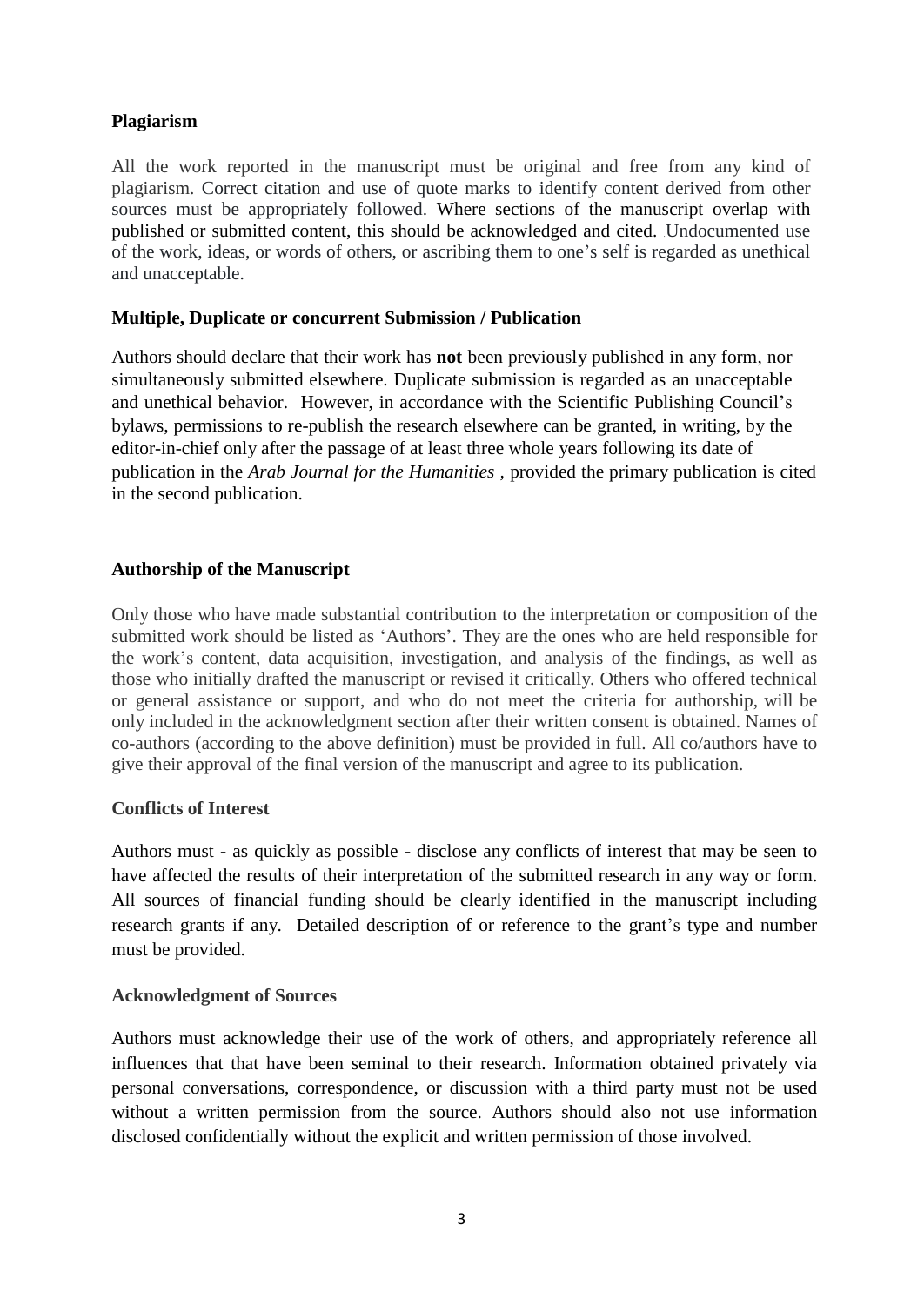**Plagiarism**

All the work reported in the manuscript must be original and free from any kind of plagiarism. Correct citation and use of quote marks to identify content derived from other sources must be appropriately followed. Where sections of the manuscript overlap with published or submitted content, this should be acknowledged and cited. Undocumented use of the work, ideas, or words of others, or ascribing them to one's self is regarded as unethical and unacceptable.

**Multiple, Duplicate or concurrent Submission / Publication**

Authors should declare that their work has **not** been previously published in any form, nor simultaneously submitted elsewhere. Duplicate submission is regarded as an unacceptable and unethical behavior. However, in accordance with the Scientific Publishing Council's bylaws, permissions to re-publish the research elsewhere can be granted, in writing, by the editor-in-chief only after the passage of at least three whole years following its date of publication in the *Arab Journal for the Humanities* , provided the primary publication is cited in the second publication.

**Authorship of the Manuscript**

Only those who have made substantial contribution to the interpretation or composition of the submitted work should be listed as 'Authors'. They are the ones who are held responsible for the work's content, data acquisition, investigation, and analysis of the findings, as well as those who initially drafted the manuscript or revised it critically. Others who offered technical or general assistance or support, and who do not meet the criteria for authorship, will be only included in the acknowledgment section after their written consent is obtained. Names of co-authors (according to the above definition) must be provided in full. All co/authors have to give their approval of the final version of the manuscript and agree to its publication.

**Conflicts of Interest**

Authors must - as quickly as possible - disclose any conflicts of interest that may be seen to have affected the results of their interpretation of the submitted research in any way or form. All sources of financial funding should be clearly identified in the manuscript including research grants if any. Detailed description of or reference to the grant's type and number must be provided.

**Acknowledgment of Sources**

Authors must acknowledge their use of the work of others, and appropriately reference all influences that that have been seminal to their research. Information obtained privately via personal conversations, correspondence, or discussion with a third party must not be used without a written permission from the source. Authors should also not use information disclosed confidentially without the explicit and written permission of those involved.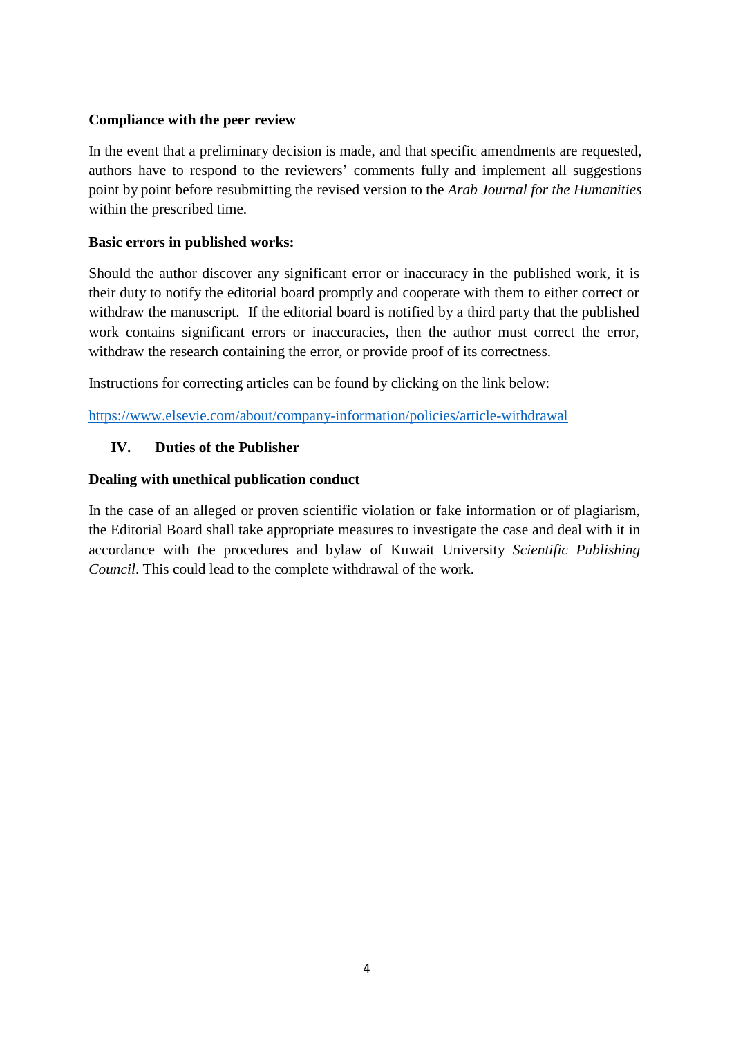**Compliance with the peer review**

In the event that a preliminary decision is made, and that specific amendments are requested, authors have to respond to the reviewers' comments fully and implement all suggestions point by point before resubmitting the revised version to the *Arab Journal for the Humanities* within the prescribed time.

**Basic errors in published works:**

Should the author discover any significant error or inaccuracy in the published work, it is their duty to notify the editorial board promptly and cooperate with them to either correct or withdraw the manuscript. If the editorial board is notified by a third party that the published work contains significant errors or inaccuracies, then the author must correct the error, withdraw the research containing the error, or provide proof of its correctness.

Instructions for correcting articles can be found by clicking on the link below:

https://www.elsevie.com/about/company-information/policies/article-withdrawal

## IV. Duties of the Publisher

**Dealing with unethical publication conduct**

In the case of an alleged or proven scientific violation or fake information or of plagiarism, the Editorial Board shall take appropriate measures to investigate the case and deal with it in accordance with the procedures and bylaw of Kuwait University *Scientific Publishing Council*. This could lead to the complete withdrawal of the work.